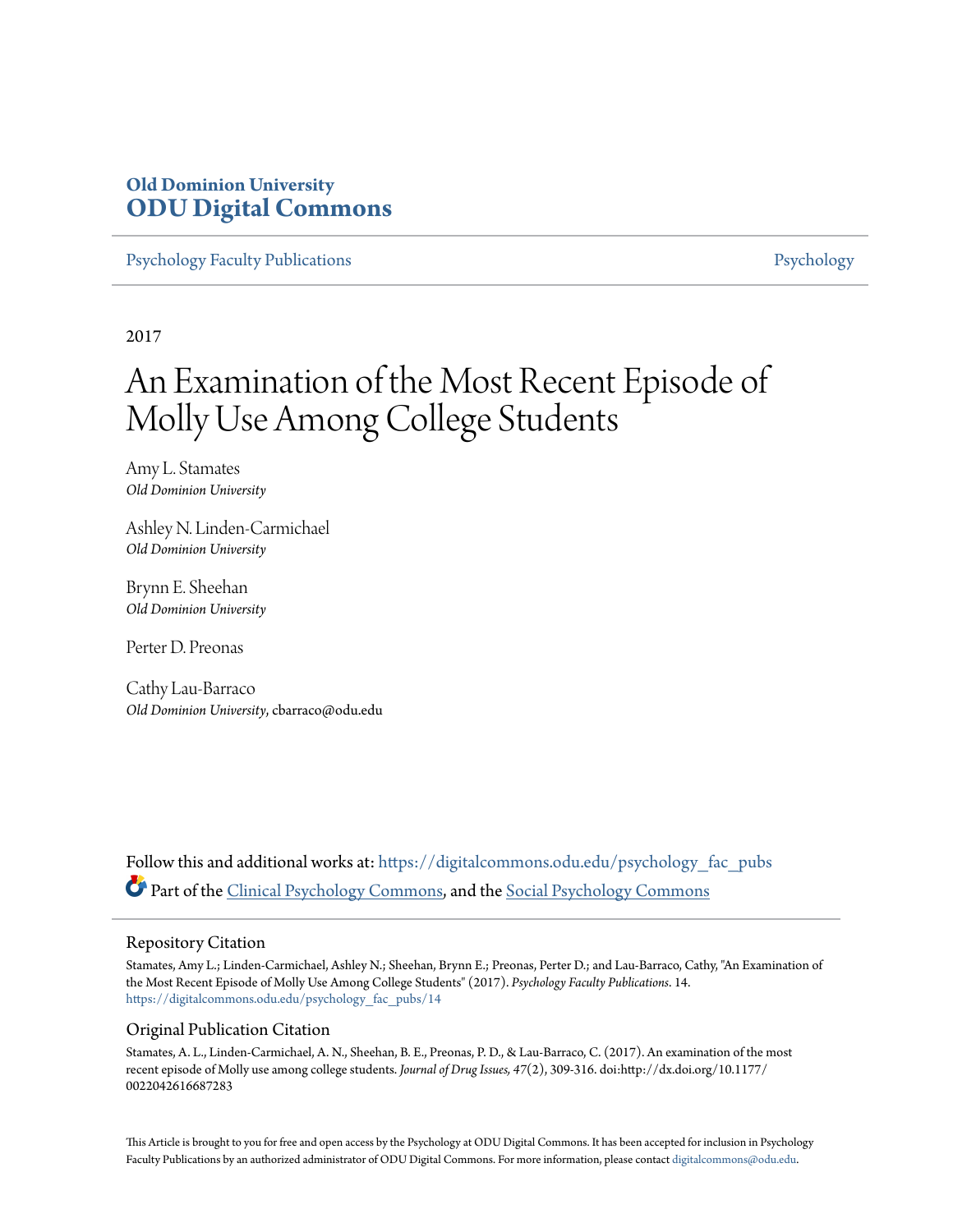**Old Dominion University**
**ODU Digital Commons**

Psychology Faculty Publications | Psychology

2017

# An Examination of the Most Recent Episode of Molly Use Among College Students

Amy L. Stamates
*Old Dominion University*

Ashley N. Linden-Carmichael
*Old Dominion University*

Brynn E. Sheehan
*Old Dominion University*

Perter D. Preonas

Cathy Lau-Barraco
*Old Dominion University*, cbarraco@odu.edu

Follow this and additional works at: https://digitalcommons.odu.edu/psychology_fac_pubs

Part of the Clinical Psychology Commons, and the Social Psychology Commons

## Repository Citation

Stamates, Amy L.; Linden-Carmichael, Ashley N.; Sheehan, Brynn E.; Preonas, Perter D.; and Lau-Barraco, Cathy, "An Examination of the Most Recent Episode of Molly Use Among College Students" (2017). *Psychology Faculty Publications*. 14.
https://digitalcommons.odu.edu/psychology_fac_pubs/14

## Original Publication Citation

Stamates, A. L., Linden-Carmichael, A. N., Sheehan, B. E., Preonas, P. D., & Lau-Barraco, C. (2017). An examination of the most recent episode of Molly use among college students. *Journal of Drug Issues, 47*(2), 309-316. doi:http://dx.doi.org/10.1177/0022042616687283

This Article is brought to you for free and open access by the Psychology at ODU Digital Commons. It has been accepted for inclusion in Psychology Faculty Publications by an authorized administrator of ODU Digital Commons. For more information, please contact digitalcommons@odu.edu.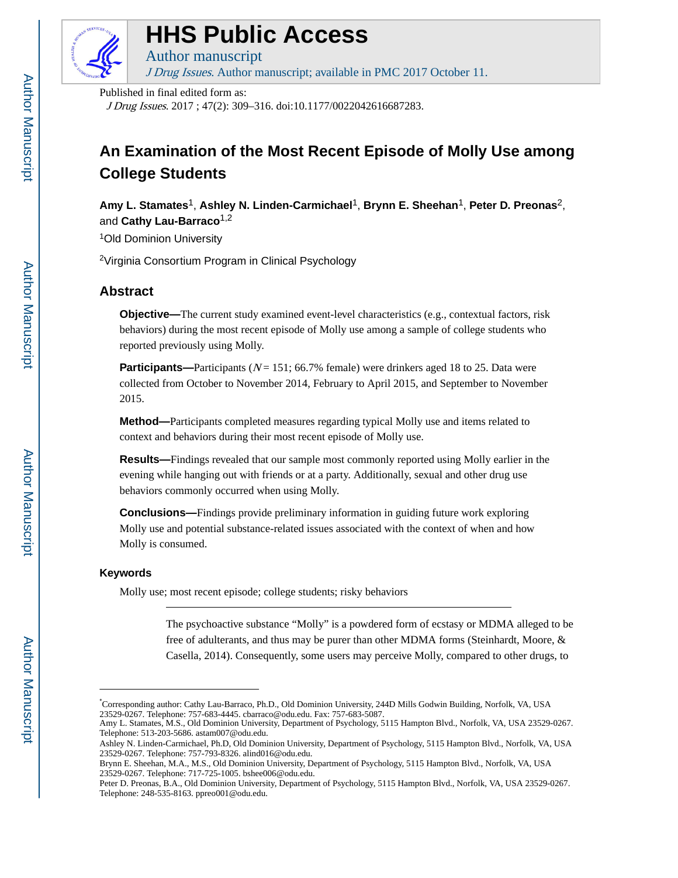# An Examination of the Most Recent Episode of Molly Use among College Students

**Amy L. Stamates**[1], **Ashley N. Linden-Carmichael**[1], **Brynn E. Sheehan**[1], **Peter D. Preonas**[2], and **Cathy Lau-Barraco**[1,2]

[1]Old Dominion University

[2]Virginia Consortium Program in Clinical Psychology

## Abstract

**Objective—**The current study examined event-level characteristics (e.g., contextual factors, risk behaviors) during the most recent episode of Molly use among a sample of college students who reported previously using Molly.

**Participants—**Participants (*N* = 151; 66.7% female) were drinkers aged 18 to 25. Data were collected from October to November 2014, February to April 2015, and September to November 2015.

**Method—**Participants completed measures regarding typical Molly use and items related to context and behaviors during their most recent episode of Molly use.

**Results—**Findings revealed that our sample most commonly reported using Molly earlier in the evening while hanging out with friends or at a party. Additionally, sexual and other drug use behaviors commonly occurred when using Molly.

**Conclusions—**Findings provide preliminary information in guiding future work exploring Molly use and potential substance-related issues associated with the context of when and how Molly is consumed.

### Keywords

Molly use; most recent episode; college students; risky behaviors

---

The psychoactive substance "Molly" is a powdered form of ecstasy or MDMA alleged to be free of adulterants, and thus may be purer than other MDMA forms (Steinhardt, Moore, & Casella, 2014). Consequently, some users may perceive Molly, compared to other drugs, to

---

*Corresponding author: Cathy Lau-Barraco, Ph.D., Old Dominion University, 244D Mills Godwin Building, Norfolk, VA, USA 23529-0267. Telephone: 757-683-4445. cbarraco@odu.edu. Fax: 757-683-5087.
Amy L. Stamates, M.S., Old Dominion University, Department of Psychology, 5115 Hampton Blvd., Norfolk, VA, USA 23529-0267. Telephone: 513-203-5686. astam007@odu.edu.
Ashley N. Linden-Carmichael, Ph.D, Old Dominion University, Department of Psychology, 5115 Hampton Blvd., Norfolk, VA, USA 23529-0267. Telephone: 757-793-8326. alind016@odu.edu.
Brynn E. Sheehan, M.A., M.S., Old Dominion University, Department of Psychology, 5115 Hampton Blvd., Norfolk, VA, USA 23529-0267. Telephone: 717-725-1005. bshee006@odu.edu.
Peter D. Preonas, B.A., Old Dominion University, Department of Psychology, 5115 Hampton Blvd., Norfolk, VA, USA 23529-0267. Telephone: 248-535-8163. ppreo001@odu.edu.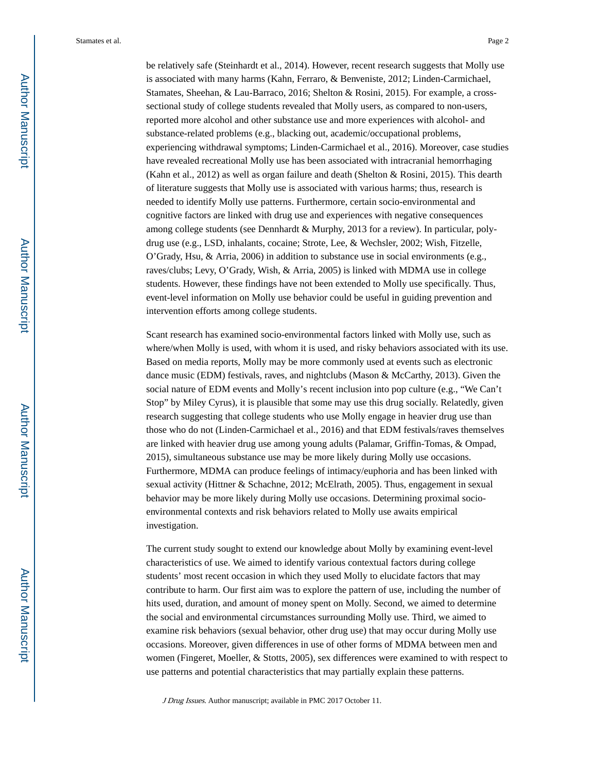be relatively safe (Steinhardt et al., 2014). However, recent research suggests that Molly use is associated with many harms (Kahn, Ferraro, & Benveniste, 2012; Linden-Carmichael, Stamates, Sheehan, & Lau-Barraco, 2016; Shelton & Rosini, 2015). For example, a cross-sectional study of college students revealed that Molly users, as compared to non-users, reported more alcohol and other substance use and more experiences with alcohol- and substance-related problems (e.g., blacking out, academic/occupational problems, experiencing withdrawal symptoms; Linden-Carmichael et al., 2016). Moreover, case studies have revealed recreational Molly use has been associated with intracranial hemorrhaging (Kahn et al., 2012) as well as organ failure and death (Shelton & Rosini, 2015). This dearth of literature suggests that Molly use is associated with various harms; thus, research is needed to identify Molly use patterns. Furthermore, certain socio-environmental and cognitive factors are linked with drug use and experiences with negative consequences among college students (see Dennhardt & Murphy, 2013 for a review). In particular, poly-drug use (e.g., LSD, inhalants, cocaine; Strote, Lee, & Wechsler, 2002; Wish, Fitzelle, O'Grady, Hsu, & Arria, 2006) in addition to substance use in social environments (e.g., raves/clubs; Levy, O'Grady, Wish, & Arria, 2005) is linked with MDMA use in college students. However, these findings have not been extended to Molly use specifically. Thus, event-level information on Molly use behavior could be useful in guiding prevention and intervention efforts among college students.

Scant research has examined socio-environmental factors linked with Molly use, such as where/when Molly is used, with whom it is used, and risky behaviors associated with its use. Based on media reports, Molly may be more commonly used at events such as electronic dance music (EDM) festivals, raves, and nightclubs (Mason & McCarthy, 2013). Given the social nature of EDM events and Molly's recent inclusion into pop culture (e.g., "We Can't Stop" by Miley Cyrus), it is plausible that some may use this drug socially. Relatedly, given research suggesting that college students who use Molly engage in heavier drug use than those who do not (Linden-Carmichael et al., 2016) and that EDM festivals/raves themselves are linked with heavier drug use among young adults (Palamar, Griffin-Tomas, & Ompad, 2015), simultaneous substance use may be more likely during Molly use occasions. Furthermore, MDMA can produce feelings of intimacy/euphoria and has been linked with sexual activity (Hittner & Schachne, 2012; McElrath, 2005). Thus, engagement in sexual behavior may be more likely during Molly use occasions. Determining proximal socio-environmental contexts and risk behaviors related to Molly use awaits empirical investigation.

The current study sought to extend our knowledge about Molly by examining event-level characteristics of use. We aimed to identify various contextual factors during college students' most recent occasion in which they used Molly to elucidate factors that may contribute to harm. Our first aim was to explore the pattern of use, including the number of hits used, duration, and amount of money spent on Molly. Second, we aimed to determine the social and environmental circumstances surrounding Molly use. Third, we aimed to examine risk behaviors (sexual behavior, other drug use) that may occur during Molly use occasions. Moreover, given differences in use of other forms of MDMA between men and women (Fingeret, Moeller, & Stotts, 2005), sex differences were examined to with respect to use patterns and potential characteristics that may partially explain these patterns.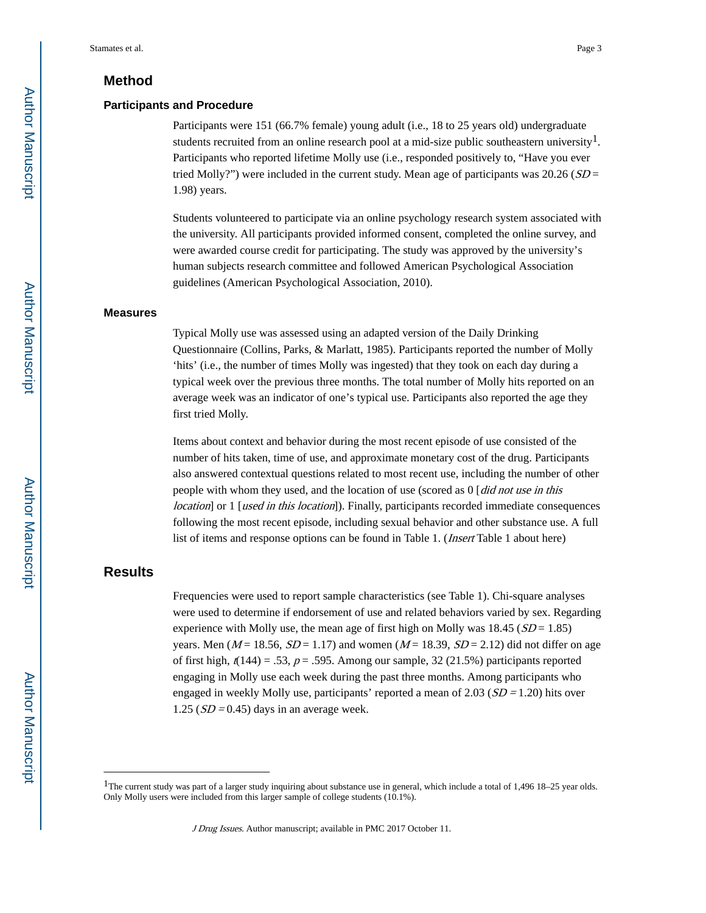## Method

### Participants and Procedure

Participants were 151 (66.7% female) young adult (i.e., 18 to 25 years old) undergraduate students recruited from an online research pool at a mid-size public southeastern university[1]. Participants who reported lifetime Molly use (i.e., responded positively to, "Have you ever tried Molly?") were included in the current study. Mean age of participants was 20.26 ($SD$ = 1.98) years.

Students volunteered to participate via an online psychology research system associated with the university. All participants provided informed consent, completed the online survey, and were awarded course credit for participating. The study was approved by the university's human subjects research committee and followed American Psychological Association guidelines (American Psychological Association, 2010).

### Measures

Typical Molly use was assessed using an adapted version of the Daily Drinking Questionnaire (Collins, Parks, & Marlatt, 1985). Participants reported the number of Molly 'hits' (i.e., the number of times Molly was ingested) that they took on each day during a typical week over the previous three months. The total number of Molly hits reported on an average week was an indicator of one's typical use. Participants also reported the age they first tried Molly.

Items about context and behavior during the most recent episode of use consisted of the number of hits taken, time of use, and approximate monetary cost of the drug. Participants also answered contextual questions related to most recent use, including the number of other people with whom they used, and the location of use (scored as 0 [*did not use in this location*] or 1 [*used in this location*]). Finally, participants recorded immediate consequences following the most recent episode, including sexual behavior and other substance use. A full list of items and response options can be found in Table 1. (*Insert* Table 1 about here)

## Results

Frequencies were used to report sample characteristics (see Table 1). Chi-square analyses were used to determine if endorsement of use and related behaviors varied by sex. Regarding experience with Molly use, the mean age of first high on Molly was 18.45 ($SD$ = 1.85) years. Men ($M$ = 18.56, $SD$ = 1.17) and women ($M$ = 18.39, $SD$ = 2.12) did not differ on age of first high, $t(144) = .53$, $p = .595$. Among our sample, 32 (21.5%) participants reported engaging in Molly use each week during the past three months. Among participants who engaged in weekly Molly use, participants' reported a mean of 2.03 ($SD$ =1.20) hits over 1.25 ($SD$ =0.45) days in an average week.

---

[1]The current study was part of a larger study inquiring about substance use in general, which include a total of 1,496 18–25 year olds. Only Molly users were included from this larger sample of college students (10.1%).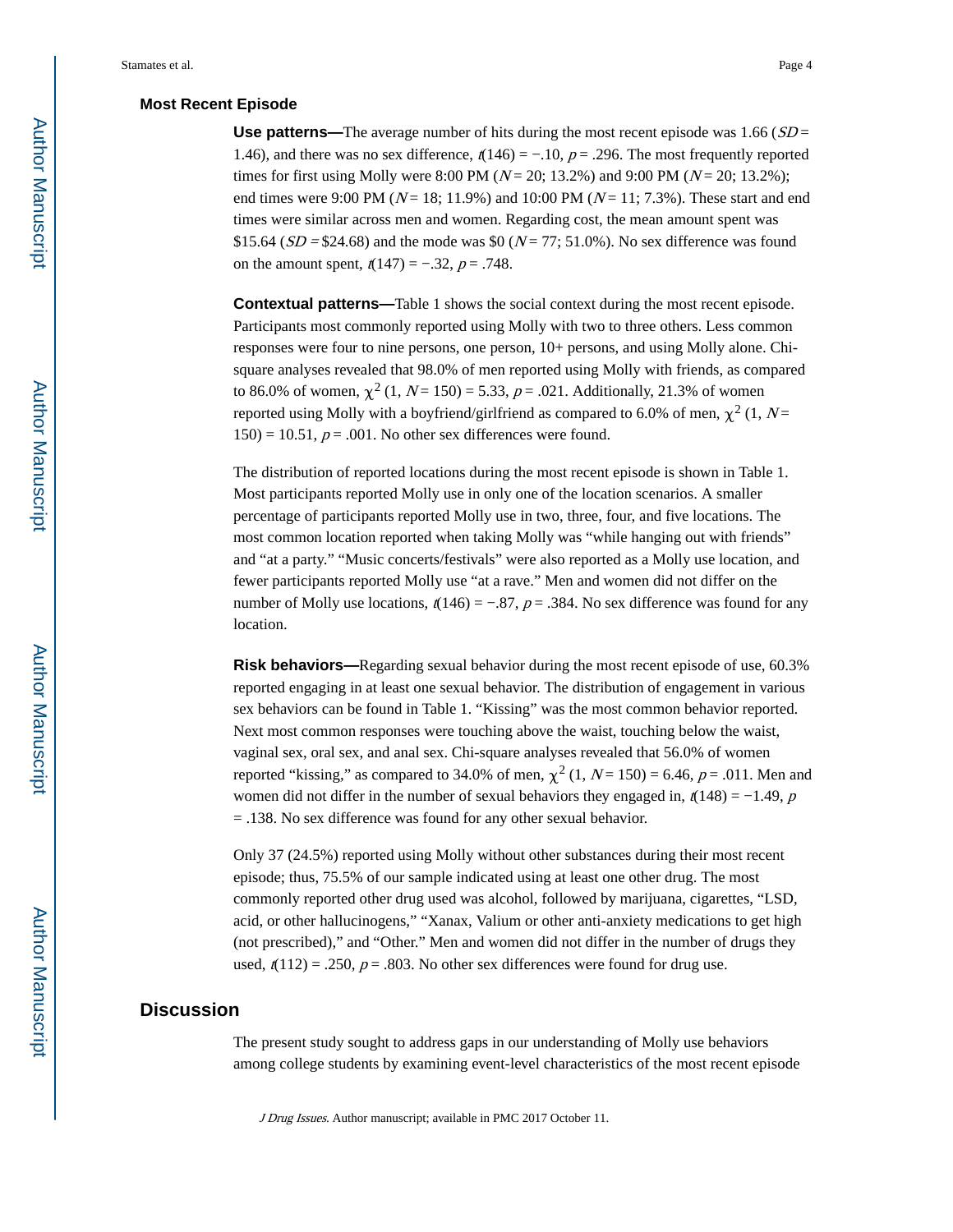### Most Recent Episode

**Use patterns—**The average number of hits during the most recent episode was 1.66 ($SD$ = 1.46), and there was no sex difference, $t(146) = -.10$, $p = .296$. The most frequently reported times for first using Molly were 8:00 PM ($N$ = 20; 13.2%) and 9:00 PM ($N$ = 20; 13.2%); end times were 9:00 PM ($N$ = 18; 11.9%) and 10:00 PM ($N$ = 11; 7.3%). These start and end times were similar across men and women. Regarding cost, the mean amount spent was \$15.64 ($SD$ = \$24.68) and the mode was \$0 ($N$ = 77; 51.0%). No sex difference was found on the amount spent, $t(147) = -.32$, $p = .748$.

**Contextual patterns—**Table 1 shows the social context during the most recent episode. Participants most commonly reported using Molly with two to three others. Less common responses were four to nine persons, one person, 10+ persons, and using Molly alone. Chi-square analyses revealed that 98.0% of men reported using Molly with friends, as compared to 86.0% of women, $\chi^2$ (1, $N$ = 150) = 5.33, $p = .021$. Additionally, 21.3% of women reported using Molly with a boyfriend/girlfriend as compared to 6.0% of men, $\chi^2$ (1, $N$ = 150) = 10.51, $p = .001$. No other sex differences were found.

The distribution of reported locations during the most recent episode is shown in Table 1. Most participants reported Molly use in only one of the location scenarios. A smaller percentage of participants reported Molly use in two, three, four, and five locations. The most common location reported when taking Molly was "while hanging out with friends" and "at a party." "Music concerts/festivals" were also reported as a Molly use location, and fewer participants reported Molly use "at a rave." Men and women did not differ on the number of Molly use locations, $t(146) = -.87$, $p = .384$. No sex difference was found for any location.

**Risk behaviors—**Regarding sexual behavior during the most recent episode of use, 60.3% reported engaging in at least one sexual behavior. The distribution of engagement in various sex behaviors can be found in Table 1. "Kissing" was the most common behavior reported. Next most common responses were touching above the waist, touching below the waist, vaginal sex, oral sex, and anal sex. Chi-square analyses revealed that 56.0% of women reported "kissing," as compared to 34.0% of men, $\chi^2$ (1, $N$ = 150) = 6.46, $p = .011$. Men and women did not differ in the number of sexual behaviors they engaged in, $t(148) = -1.49$, $p = .138$. No sex difference was found for any other sexual behavior.

Only 37 (24.5%) reported using Molly without other substances during their most recent episode; thus, 75.5% of our sample indicated using at least one other drug. The most commonly reported other drug used was alcohol, followed by marijuana, cigarettes, "LSD, acid, or other hallucinogens," "Xanax, Valium or other anti-anxiety medications to get high (not prescribed)," and "Other." Men and women did not differ in the number of drugs they used, $t(112) = .250$, $p = .803$. No other sex differences were found for drug use.

## Discussion

The present study sought to address gaps in our understanding of Molly use behaviors among college students by examining event-level characteristics of the most recent episode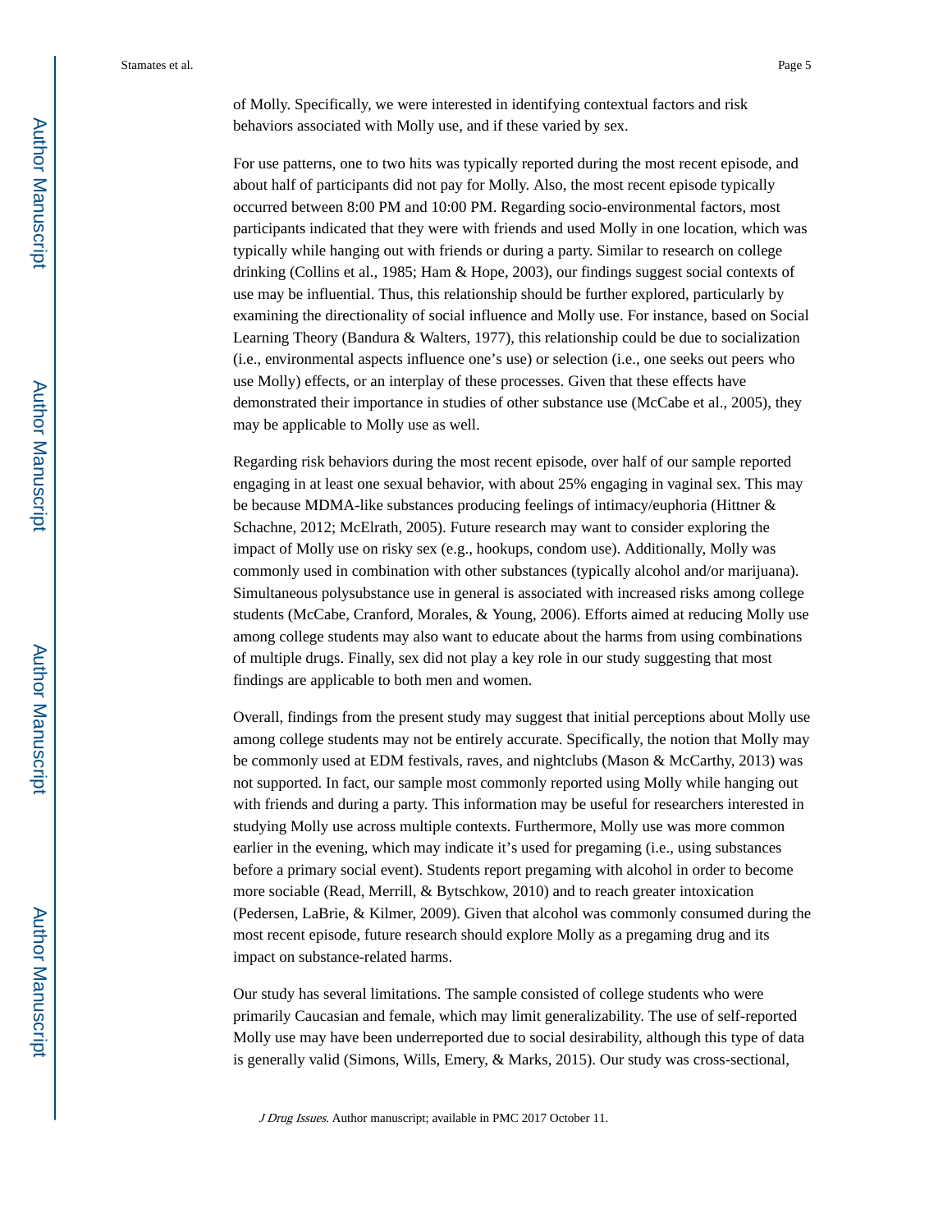of Molly. Specifically, we were interested in identifying contextual factors and risk behaviors associated with Molly use, and if these varied by sex.

For use patterns, one to two hits was typically reported during the most recent episode, and about half of participants did not pay for Molly. Also, the most recent episode typically occurred between 8:00 PM and 10:00 PM. Regarding socio-environmental factors, most participants indicated that they were with friends and used Molly in one location, which was typically while hanging out with friends or during a party. Similar to research on college drinking (Collins et al., 1985; Ham & Hope, 2003), our findings suggest social contexts of use may be influential. Thus, this relationship should be further explored, particularly by examining the directionality of social influence and Molly use. For instance, based on Social Learning Theory (Bandura & Walters, 1977), this relationship could be due to socialization (i.e., environmental aspects influence one's use) or selection (i.e., one seeks out peers who use Molly) effects, or an interplay of these processes. Given that these effects have demonstrated their importance in studies of other substance use (McCabe et al., 2005), they may be applicable to Molly use as well.

Regarding risk behaviors during the most recent episode, over half of our sample reported engaging in at least one sexual behavior, with about 25% engaging in vaginal sex. This may be because MDMA-like substances producing feelings of intimacy/euphoria (Hittner & Schachne, 2012; McElrath, 2005). Future research may want to consider exploring the impact of Molly use on risky sex (e.g., hookups, condom use). Additionally, Molly was commonly used in combination with other substances (typically alcohol and/or marijuana). Simultaneous polysubstance use in general is associated with increased risks among college students (McCabe, Cranford, Morales, & Young, 2006). Efforts aimed at reducing Molly use among college students may also want to educate about the harms from using combinations of multiple drugs. Finally, sex did not play a key role in our study suggesting that most findings are applicable to both men and women.

Overall, findings from the present study may suggest that initial perceptions about Molly use among college students may not be entirely accurate. Specifically, the notion that Molly may be commonly used at EDM festivals, raves, and nightclubs (Mason & McCarthy, 2013) was not supported. In fact, our sample most commonly reported using Molly while hanging out with friends and during a party. This information may be useful for researchers interested in studying Molly use across multiple contexts. Furthermore, Molly use was more common earlier in the evening, which may indicate it's used for pregaming (i.e., using substances before a primary social event). Students report pregaming with alcohol in order to become more sociable (Read, Merrill, & Bytschkow, 2010) and to reach greater intoxication (Pedersen, LaBrie, & Kilmer, 2009). Given that alcohol was commonly consumed during the most recent episode, future research should explore Molly as a pregaming drug and its impact on substance-related harms.

Our study has several limitations. The sample consisted of college students who were primarily Caucasian and female, which may limit generalizability. The use of self-reported Molly use may have been underreported due to social desirability, although this type of data is generally valid (Simons, Wills, Emery, & Marks, 2015). Our study was cross-sectional,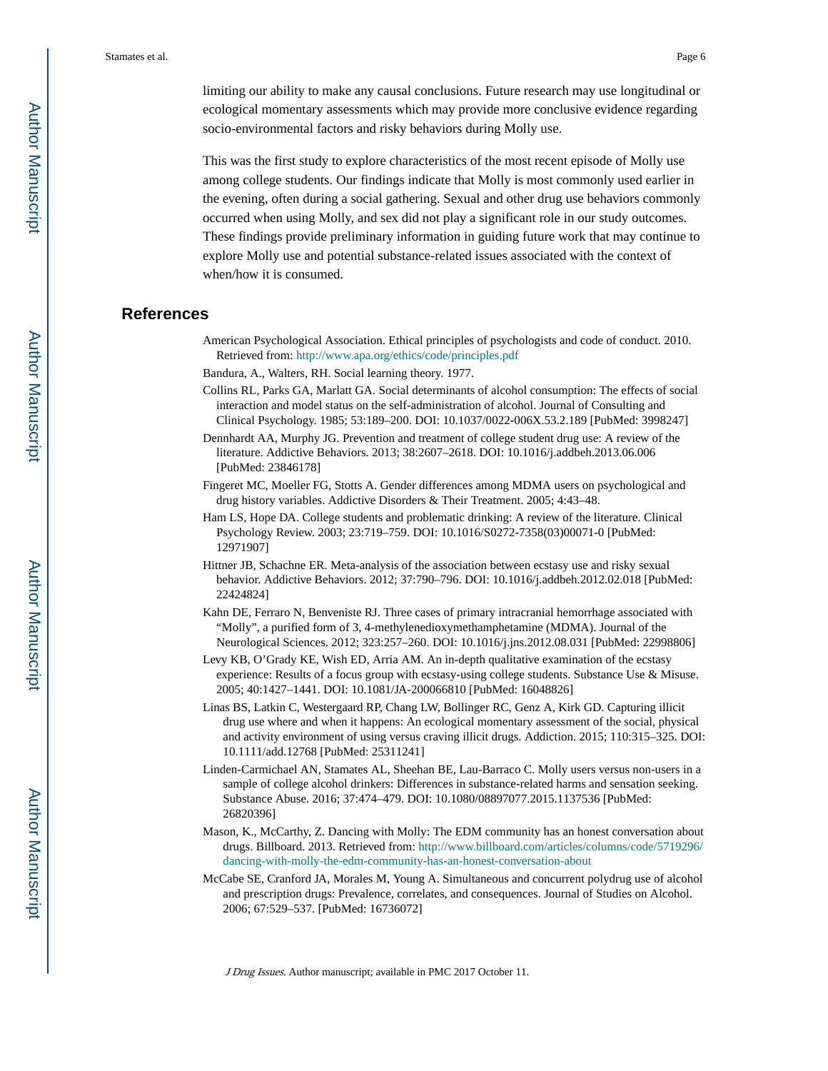limiting our ability to make any causal conclusions. Future research may use longitudinal or ecological momentary assessments which may provide more conclusive evidence regarding socio-environmental factors and risky behaviors during Molly use.

This was the first study to explore characteristics of the most recent episode of Molly use among college students. Our findings indicate that Molly is most commonly used earlier in the evening, often during a social gathering. Sexual and other drug use behaviors commonly occurred when using Molly, and sex did not play a significant role in our study outcomes. These findings provide preliminary information in guiding future work that may continue to explore Molly use and potential substance-related issues associated with the context of when/how it is consumed.

## References

American Psychological Association. Ethical principles of psychologists and code of conduct. 2010. Retrieved from: http://www.apa.org/ethics/code/principles.pdf

Bandura, A., Walters, RH. Social learning theory. 1977.

Collins RL, Parks GA, Marlatt GA. Social determinants of alcohol consumption: The effects of social interaction and model status on the self-administration of alcohol. Journal of Consulting and Clinical Psychology. 1985; 53:189–200. DOI: 10.1037/0022-006X.53.2.189 [PubMed: 3998247]

Dennhardt AA, Murphy JG. Prevention and treatment of college student drug use: A review of the literature. Addictive Behaviors. 2013; 38:2607–2618. DOI: 10.1016/j.addbeh.2013.06.006 [PubMed: 23846178]

Fingeret MC, Moeller FG, Stotts A. Gender differences among MDMA users on psychological and drug history variables. Addictive Disorders & Their Treatment. 2005; 4:43–48.

Ham LS, Hope DA. College students and problematic drinking: A review of the literature. Clinical Psychology Review. 2003; 23:719–759. DOI: 10.1016/S0272-7358(03)00071-0 [PubMed: 12971907]

Hittner JB, Schachne ER. Meta-analysis of the association between ecstasy use and risky sexual behavior. Addictive Behaviors. 2012; 37:790–796. DOI: 10.1016/j.addbeh.2012.02.018 [PubMed: 22424824]

Kahn DE, Ferraro N, Benveniste RJ. Three cases of primary intracranial hemorrhage associated with “Molly”, a purified form of 3, 4-methylenedioxymethamphetamine (MDMA). Journal of the Neurological Sciences. 2012; 323:257–260. DOI: 10.1016/j.jns.2012.08.031 [PubMed: 22998806]

Levy KB, O’Grady KE, Wish ED, Arria AM. An in-depth qualitative examination of the ecstasy experience: Results of a focus group with ecstasy-using college students. Substance Use & Misuse. 2005; 40:1427–1441. DOI: 10.1081/JA-200066810 [PubMed: 16048826]

Linas BS, Latkin C, Westergaard RP, Chang LW, Bollinger RC, Genz A, Kirk GD. Capturing illicit drug use where and when it happens: An ecological momentary assessment of the social, physical and activity environment of using versus craving illicit drugs. Addiction. 2015; 110:315–325. DOI: 10.1111/add.12768 [PubMed: 25311241]

Linden-Carmichael AN, Stamates AL, Sheehan BE, Lau-Barraco C. Molly users versus non-users in a sample of college alcohol drinkers: Differences in substance-related harms and sensation seeking. Substance Abuse. 2016; 37:474–479. DOI: 10.1080/08897077.2015.1137536 [PubMed: 26820396]

Mason, K., McCarthy, Z. Dancing with Molly: The EDM community has an honest conversation about drugs. Billboard. 2013. Retrieved from: http://www.billboard.com/articles/columns/code/5719296/dancing-with-molly-the-edm-community-has-an-honest-conversation-about

McCabe SE, Cranford JA, Morales M, Young A. Simultaneous and concurrent polydrug use of alcohol and prescription drugs: Prevalence, correlates, and consequences. Journal of Studies on Alcohol. 2006; 67:529–537. [PubMed: 16736072]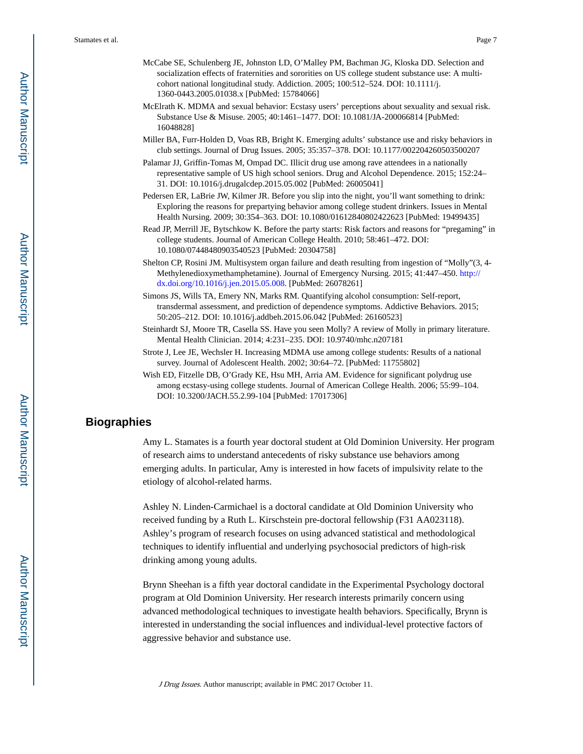McCabe SE, Schulenberg JE, Johnston LD, O'Malley PM, Bachman JG, Kloska DD. Selection and socialization effects of fraternities and sororities on US college student substance use: A multi-cohort national longitudinal study. Addiction. 2005; 100:512–524. DOI: 10.1111/j.1360-0443.2005.01038.x [PubMed: 15784066]

McElrath K. MDMA and sexual behavior: Ecstasy users' perceptions about sexuality and sexual risk. Substance Use & Misuse. 2005; 40:1461–1477. DOI: 10.1081/JA-200066814 [PubMed: 16048828]

Miller BA, Furr-Holden D, Voas RB, Bright K. Emerging adults' substance use and risky behaviors in club settings. Journal of Drug Issues. 2005; 35:357–378. DOI: 10.1177/002204260503500207

Palamar JJ, Griffin-Tomas M, Ompad DC. Illicit drug use among rave attendees in a nationally representative sample of US high school seniors. Drug and Alcohol Dependence. 2015; 152:24–31. DOI: 10.1016/j.drugalcdep.2015.05.002 [PubMed: 26005041]

Pedersen ER, LaBrie JW, Kilmer JR. Before you slip into the night, you'll want something to drink: Exploring the reasons for prepartying behavior among college student drinkers. Issues in Mental Health Nursing. 2009; 30:354–363. DOI: 10.1080/01612840802422623 [PubMed: 19499435]

Read JP, Merrill JE, Bytschkow K. Before the party starts: Risk factors and reasons for "pregaming" in college students. Journal of American College Health. 2010; 58:461–472. DOI: 10.1080/07448480903540523 [PubMed: 20304758]

Shelton CP, Rosini JM. Multisystem organ failure and death resulting from ingestion of "Molly"(3, 4-Methylenedioxymethamphetamine). Journal of Emergency Nursing. 2015; 41:447–450. http://dx.doi.org/10.1016/j.jen.2015.05.008. [PubMed: 26078261]

Simons JS, Wills TA, Emery NN, Marks RM. Quantifying alcohol consumption: Self-report, transdermal assessment, and prediction of dependence symptoms. Addictive Behaviors. 2015; 50:205–212. DOI: 10.1016/j.addbeh.2015.06.042 [PubMed: 26160523]

Steinhardt SJ, Moore TR, Casella SS. Have you seen Molly? A review of Molly in primary literature. Mental Health Clinician. 2014; 4:231–235. DOI: 10.9740/mhc.n207181

Strote J, Lee JE, Wechsler H. Increasing MDMA use among college students: Results of a national survey. Journal of Adolescent Health. 2002; 30:64–72. [PubMed: 11755802]

Wish ED, Fitzelle DB, O'Grady KE, Hsu MH, Arria AM. Evidence for significant polydrug use among ecstasy-using college students. Journal of American College Health. 2006; 55:99–104. DOI: 10.3200/JACH.55.2.99-104 [PubMed: 17017306]

## Biographies

Amy L. Stamates is a fourth year doctoral student at Old Dominion University. Her program of research aims to understand antecedents of risky substance use behaviors among emerging adults. In particular, Amy is interested in how facets of impulsivity relate to the etiology of alcohol-related harms.

Ashley N. Linden-Carmichael is a doctoral candidate at Old Dominion University who received funding by a Ruth L. Kirschstein pre-doctoral fellowship (F31 AA023118). Ashley's program of research focuses on using advanced statistical and methodological techniques to identify influential and underlying psychosocial predictors of high-risk drinking among young adults.

Brynn Sheehan is a fifth year doctoral candidate in the Experimental Psychology doctoral program at Old Dominion University. Her research interests primarily concern using advanced methodological techniques to investigate health behaviors. Specifically, Brynn is interested in understanding the social influences and individual-level protective factors of aggressive behavior and substance use.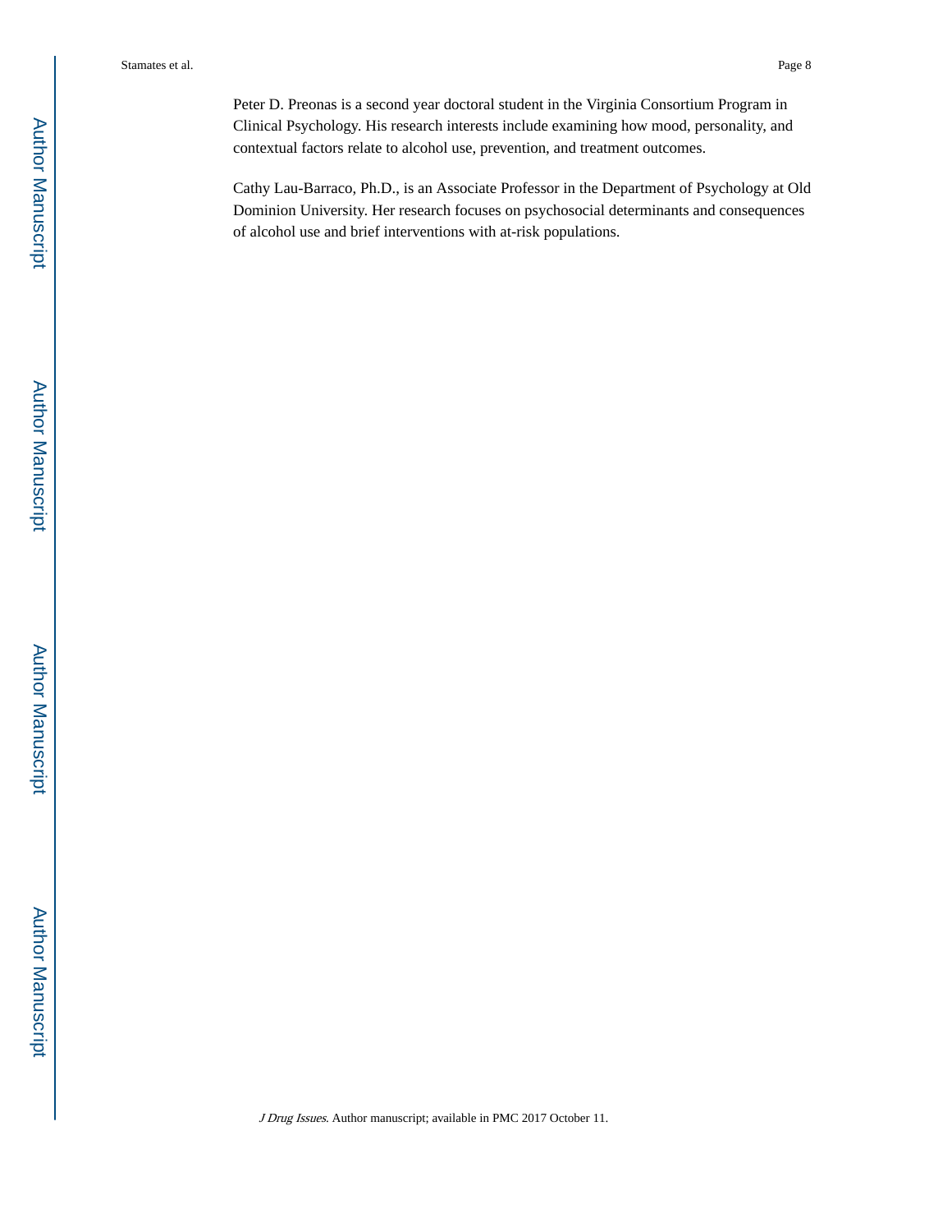Peter D. Preonas is a second year doctoral student in the Virginia Consortium Program in Clinical Psychology. His research interests include examining how mood, personality, and contextual factors relate to alcohol use, prevention, and treatment outcomes.

Cathy Lau-Barraco, Ph.D., is an Associate Professor in the Department of Psychology at Old Dominion University. Her research focuses on psychosocial determinants and consequences of alcohol use and brief interventions with at-risk populations.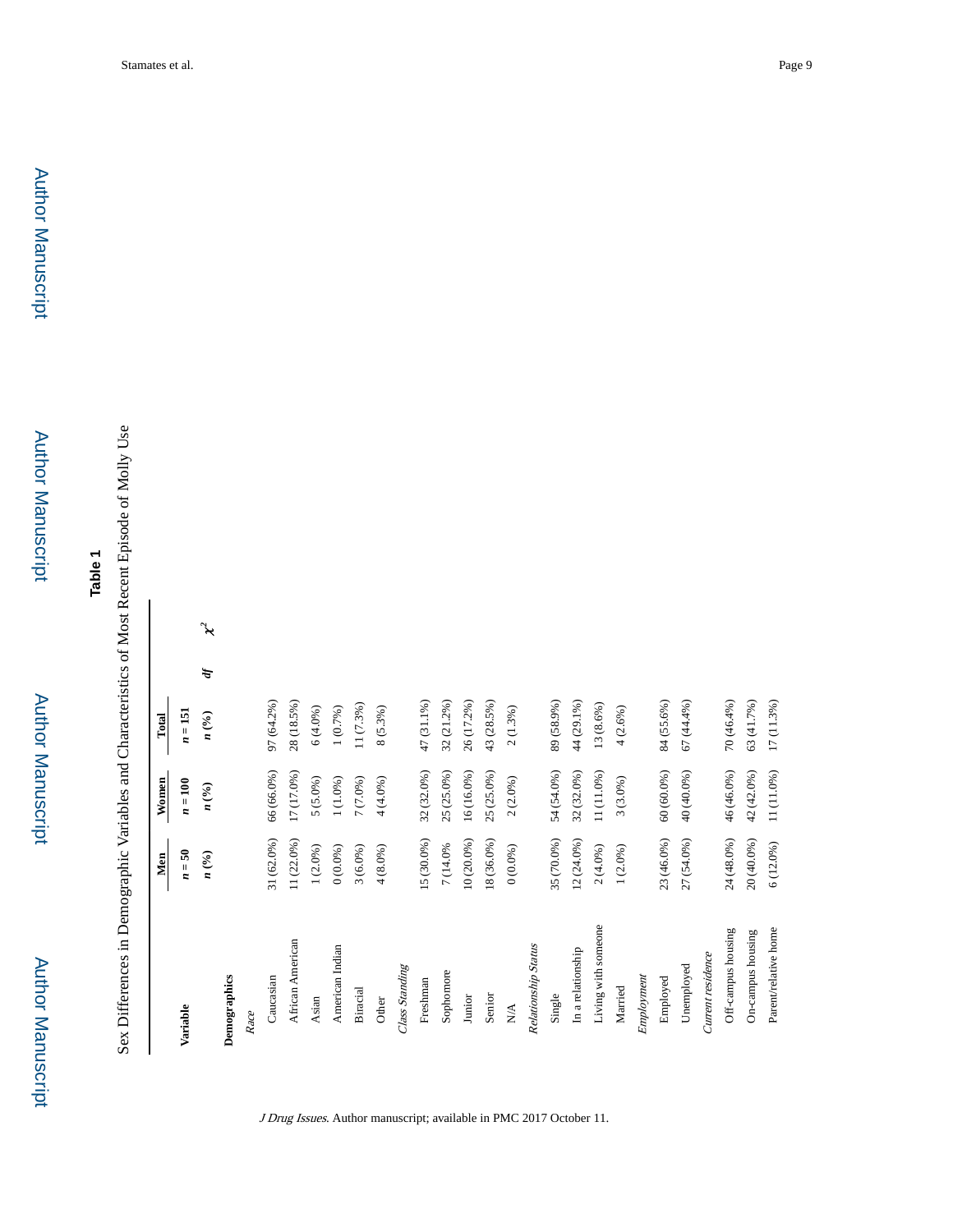**Table 1**

Sex Differences in Demographic Variables and Characteristics of Most Recent Episode of Molly Use

| Variable | Men | Women | Total | | |
|---|---|---|---|---|---|
| | $n = 50$ | $n = 100$ | $n = 151$ | | |
| | *n* (%) | *n* (%) | *n* (%) | *df* | $\chi^2$ |
| **Demographics** | | | | | |
| *Race* | | | | | |
| Caucasian | 31 (62.0%) | 66 (66.0%) | 97 (64.2%) | | |
| African American | 11 (22.0%) | 17 (17.0%) | 28 (18.5%) | | |
| Asian | 1 (2.0%) | 5 (5.0%) | 6 (4.0%) | | |
| American Indian | 0 (0.0%) | 1 (1.0%) | 1 (0.7%) | | |
| Biracial | 3 (6.0%) | 7 (7.0%) | 11 (7.3%) | | |
| Other | 4 (8.0%) | 4 (4.0%) | 8 (5.3%) | | |
| *Class Standing* | | | | | |
| Freshman | 15 (30.0%) | 32 (32.0%) | 47 (31.1%) | | |
| Sophomore | 7 (14.0% | 25 (25.0%) | 32 (21.2%) | | |
| Junior | 10 (20.0%) | 16 (16.0%) | 26 (17.2%) | | |
| Senior | 18 (36.0%) | 25 (25.0%) | 43 (28.5%) | | |
| N/A | 0 (0.0%) | 2 (2.0%) | 2 (1.3%) | | |
| *Relationship Status* | | | | | |
| Single | 35 (70.0%) | 54 (54.0%) | 89 (58.9%) | | |
| In a relationship | 12 (24.0%) | 32 (32.0%) | 44 (29.1%) | | |
| Living with someone | 2 (4.0%) | 11 (11.0%) | 13 (8.6%) | | |
| Married | 1 (2.0%) | 3 (3.0%) | 4 (2.6%) | | |
| *Employment* | | | | | |
| Employed | 23 (46.0%) | 60 (60.0%) | 84 (55.6%) | | |
| Unemployed | 27 (54.0%) | 40 (40.0%) | 67 (44.4%) | | |
| *Current residence* | | | | | |
| Off-campus housing | 24 (48.0%) | 46 (46.0%) | 70 (46.4%) | | |
| On-campus housing | 20 (40.0%) | 42 (42.0%) | 63 (41.7%) | | |
| Parent/relative home | 6 (12.0%) | 11 (11.0%) | 17 (11.3%) | | |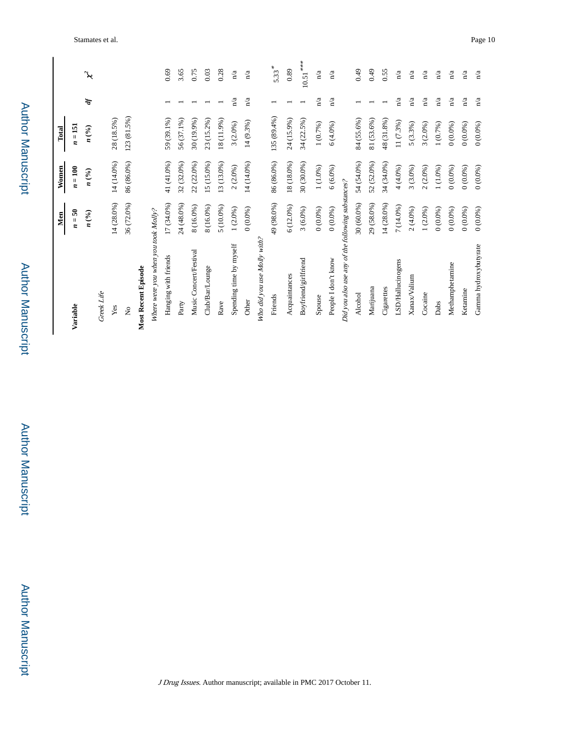| Variable | Men | Women | Total | | |
|---|---|---|---|---|---|
| | $n = 50$ | $n = 100$ | $n = 151$ | | |
| | *n* (%) | *n* (%) | *n* (%) | *df* | $\chi^2$ |
| *Greek Life* | | | | | |
| Yes | 14 (28.0%) | 14 (14.0%) | 28 (18.5%) | | |
| No | 36 (72.0%) | 86 (86.0%) | 123 (81.5%) | | |
| **Most Recent Episode** | | | | | |
| *Where were you when you took Molly?* | | | | | |
| Hanging with friends | 17 (34.0%) | 41 (41.0%) | 59 (39.1%) | 1 | 0.69 |
| Party | 24 (48.0%) | 32 (32.0%) | 56 (37.1%) | 1 | 3.65 |
| Music Concert/Festival | 8 (16.0%) | 22 (22.0%) | 30 (19.9%) | 1 | 0.75 |
| Club/Bar/Lounge | 8 (16.0%) | 15 (15.0%) | 23 (15.2%) | 1 | 0.03 |
| Rave | 5 (10.0%) | 13 (13.0%) | 18 (11.9%) | 1 | 0.28 |
| Spending time by myself | 1 (2.0%) | 2 (2.0%) | 3 (2.0%) | n/a | n/a |
| Other | 0 (0.0%) | 14 (14.0%) | 14 (9.3%) | n/a | n/a |
| *Who did you use Molly with?* | | | | | |
| Friends | 49 (98.0%) | 86 (86.0%) | 135 (89.4%) | 1 | 5.33* |
| Acquaintances | 6 (12.0%) | 18 (18.0%) | 24 (15.9%) | 1 | 0.89 |
| Boyfriend/girlfriend | 3 (6.0%) | 30 (30.0%) | 34 (22.5%) | 1 | 10.51*** |
| Spouse | 0 (0.0%) | 1 (1.0%) | 1 (0.7%) | n/a | n/a |
| People I don't know | 0 (0.0%) | 6 (6.0%) | 6 (4.0%) | n/a | n/a |
| *Did you also use any of the following substances?* | | | | | |
| Alcohol | 30 (60.0%) | 54 (54.0%) | 84 (55.6%) | 1 | 0.49 |
| Marijuana | 29 (58.0%) | 52 (52.0%) | 81 (53.6%) | 1 | 0.49 |
| Cigarettes | 14 (28.0%) | 34 (34.0%) | 48 (31.8%) | 1 | 0.55 |
| LSD/Hallucinogens | 7 (14.0%) | 4 (4.0%) | 11 (7.3%) | n/a | n/a |
| Xanax/Valium | 2 (4.0%) | 3 (3.0%) | 5 (3.3%) | n/a | n/a |
| Cocaine | 1 (2.0%) | 2 (2.0%) | 3 (2.0%) | n/a | n/a |
| Dabs | 0 (0.0%) | 1 (1.0%) | 1 (0.7%) | n/a | n/a |
| Methamphetamine | 0 (0.0%) | 0 (0.0%) | 0 (0.0%) | n/a | n/a |
| Ketamine | 0 (0.0%) | 0 (0.0%) | 0 (0.0%) | n/a | n/a |
| Gamma hydroxybutyrate | 0 (0.0%) | 0 (0.0%) | 0 (0.0%) | n/a | n/a |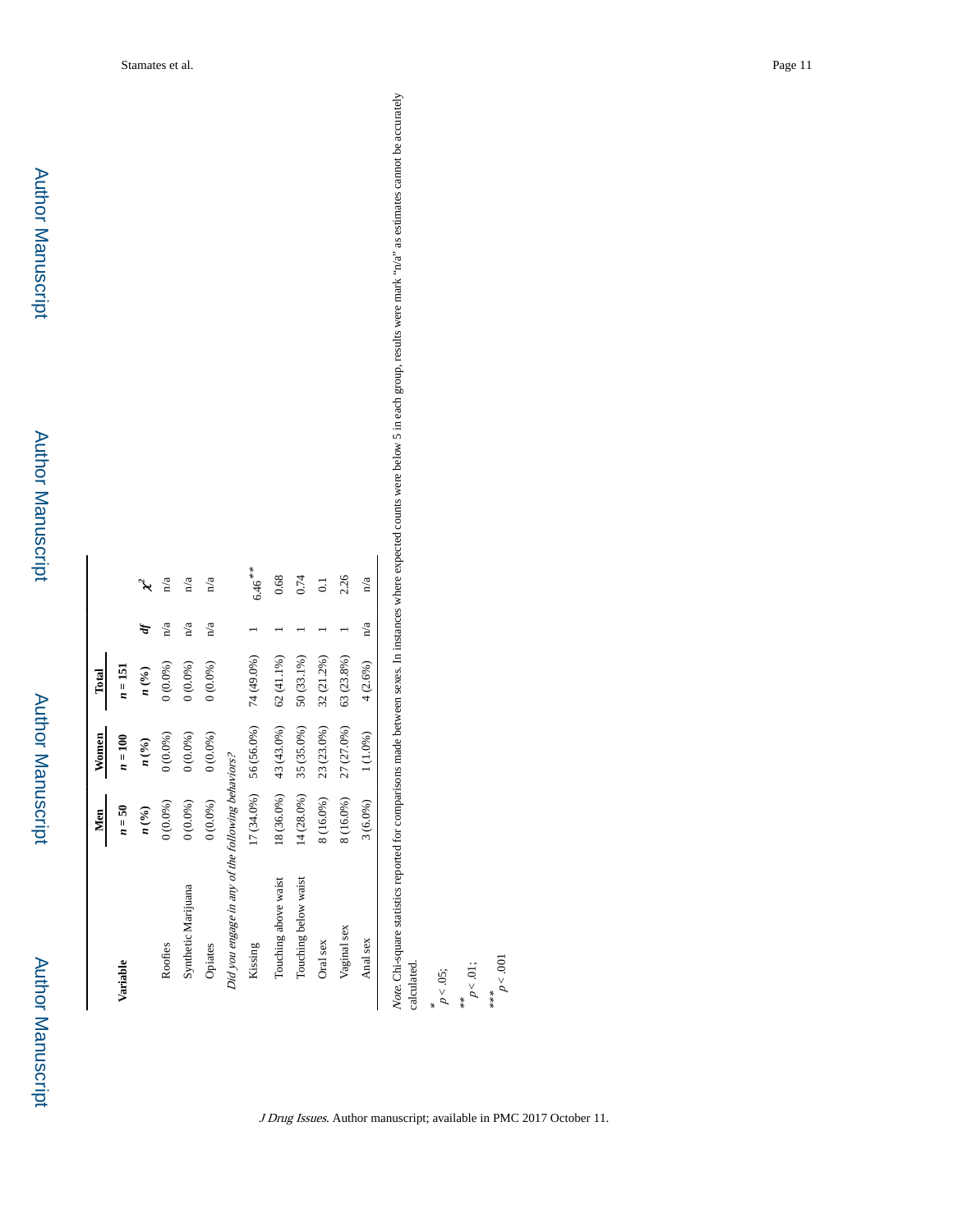| Variable | Men | Women | Total | | |
|---|---|---|---|---|---|
| | $n$ = 50 | $n$ = 100 | $n$ = 151 | | |
| | $n$ (%) | $n$ (%) | $n$ (%) | $df$ | $\chi^2$ |
| Roofies | 0 (0.0%) | 0 (0.0%) | 0 (0.0%) | n/a | n/a |
| Synthetic Marijuana | 0 (0.0%) | 0 (0.0%) | 0 (0.0%) | n/a | n/a |
| Opiates | 0 (0.0%) | 0 (0.0%) | 0 (0.0%) | n/a | n/a |
| *Did you engage in any of the following behaviors?* | | | | | |
| Kissing | 17 (34.0%) | 56 (56.0%) | 74 (49.0%) | 1 | 6.46** |
| Touching above waist | 18 (36.0%) | 43 (43.0%) | 62 (41.1%) | 1 | 0.68 |
| Touching below waist | 14 (28.0%) | 35 (35.0%) | 50 (33.1%) | 1 | 0.74 |
| Oral sex | 8 (16.0%) | 23 (23.0%) | 32 (21.2%) | 1 | 0.1 |
| Vaginal sex | 8 (16.0%) | 27 (27.0%) | 63 (23.8%) | 1 | 2.26 |
| Anal sex | 3 (6.0%) | 1 (1.0%) | 4 (2.6%) | n/a | n/a |

*Note.* Chi-square statistics reported for comparisons made between sexes. In instances where expected counts were below 5 in each group, results were mark "n/a" as estimates cannot be accurately calculated.

\* $p < .05$;

\** $p < .01$;

\*** $p < .001$